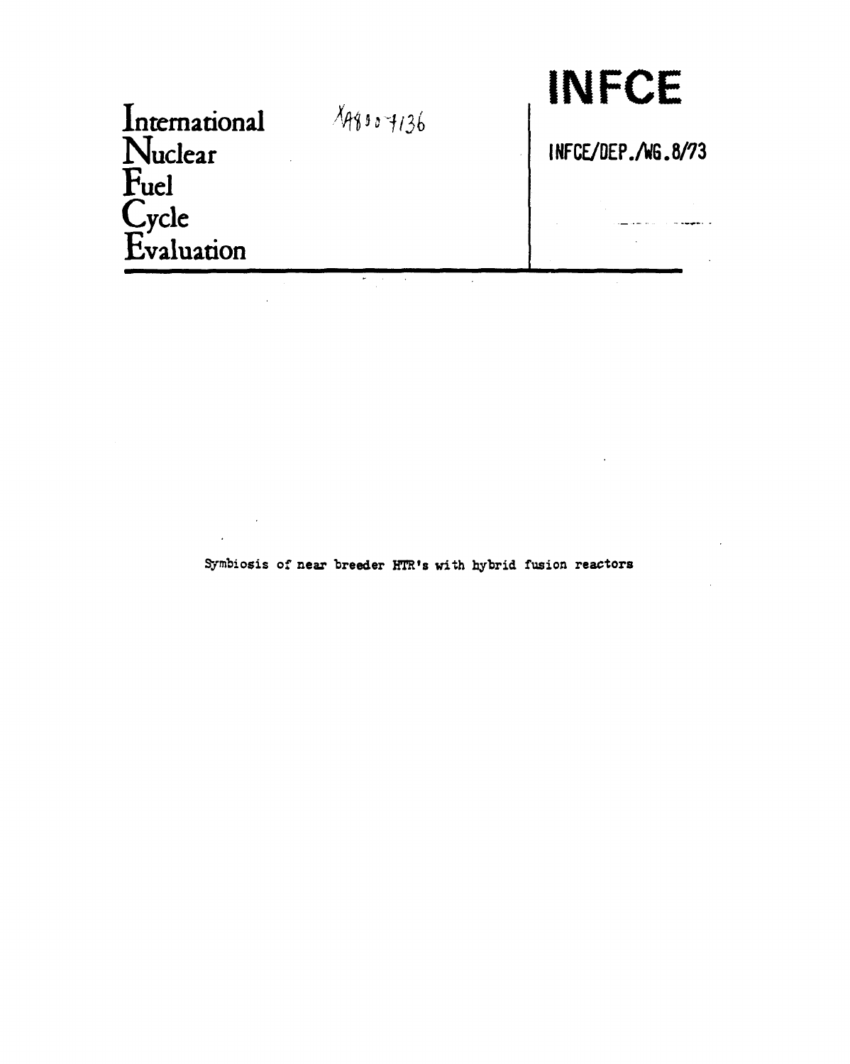International
Nuclear
Fuel
Cycle
Evaluation

XA8007136

# INFCE

INFCE/DEP./WG.8/73

Symbiosis of near breeder HTR's with hybrid fusion reactors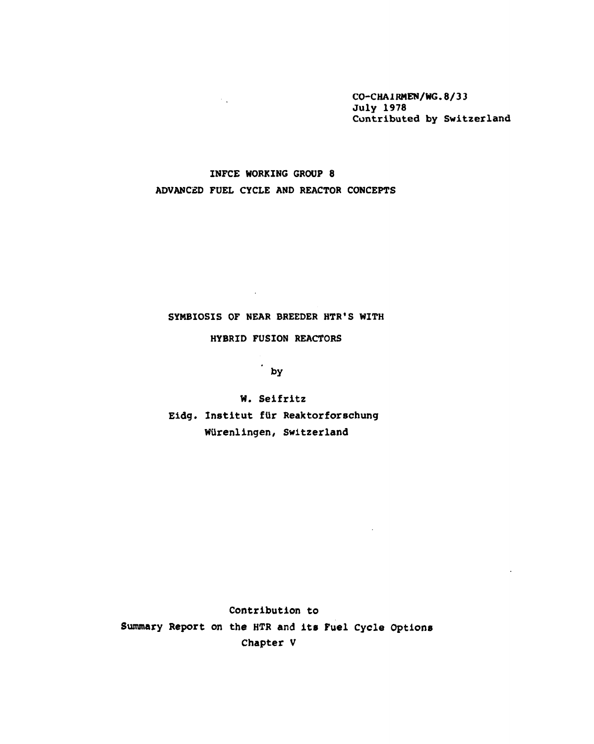CO-CHAIRMEN/WG.8/33
July 1978
Contributed by Switzerland

INFCE WORKING GROUP 8
ADVANCED FUEL CYCLE AND REACTOR CONCEPTS

# SYMBIOSIS OF NEAR BREEDER HTR'S WITH HYBRID FUSION REACTORS

by

W. Seifritz
Eidg. Institut für Reaktorforschung
Würenlingen, Switzerland

Contribution to
Summary Report on the HTR and its Fuel Cycle Options
Chapter V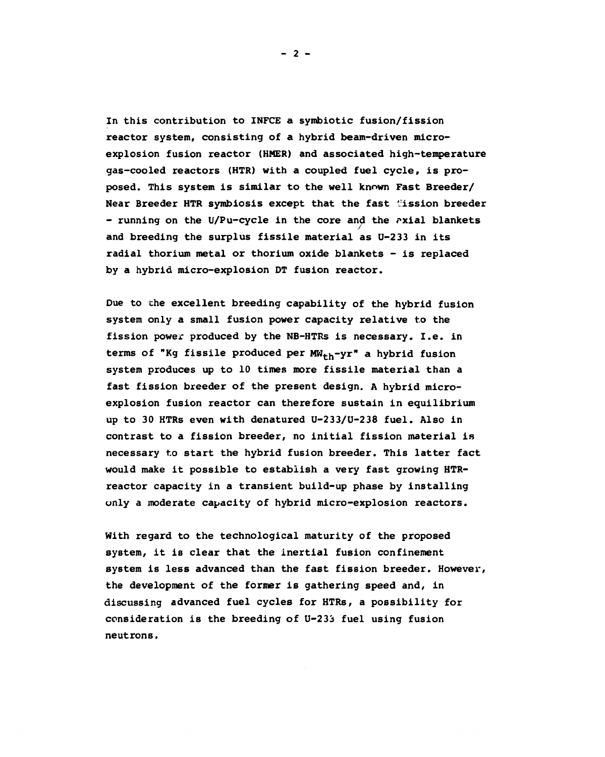In this contribution to INFCE a symbiotic fusion/fission reactor system, consisting of a hybrid beam-driven micro-explosion fusion reactor (HMER) and associated high-temperature gas-cooled reactors (HTR) with a coupled fuel cycle, is proposed. This system is similar to the well known Fast Breeder/Near Breeder HTR symbiosis except that the fast fission breeder - running on the U/Pu-cycle in the core and the axial blankets and breeding the surplus fissile material as U-233 in its radial thorium metal or thorium oxide blankets - is replaced by a hybrid micro-explosion DT fusion reactor.

Due to the excellent breeding capability of the hybrid fusion system only a small fusion power capacity relative to the fission power produced by the NB-HTRs is necessary. I.e. in terms of "Kg fissile produced per $MW_{th}$-yr" a hybrid fusion system produces up to 10 times more fissile material than a fast fission breeder of the present design. A hybrid micro-explosion fusion reactor can therefore sustain in equilibrium up to 30 HTRs even with denatured U-233/U-238 fuel. Also in contrast to a fission breeder, no initial fission material is necessary to start the hybrid fusion breeder. This latter fact would make it possible to establish a very fast growing HTR-reactor capacity in a transient build-up phase by installing only a moderate capacity of hybrid micro-explosion reactors.

With regard to the technological maturity of the proposed system, it is clear that the inertial fusion confinement system is less advanced than the fast fission breeder. However, the development of the former is gathering speed and, in discussing advanced fuel cycles for HTRs, a possibility for consideration is the breeding of U-233 fuel using fusion neutrons.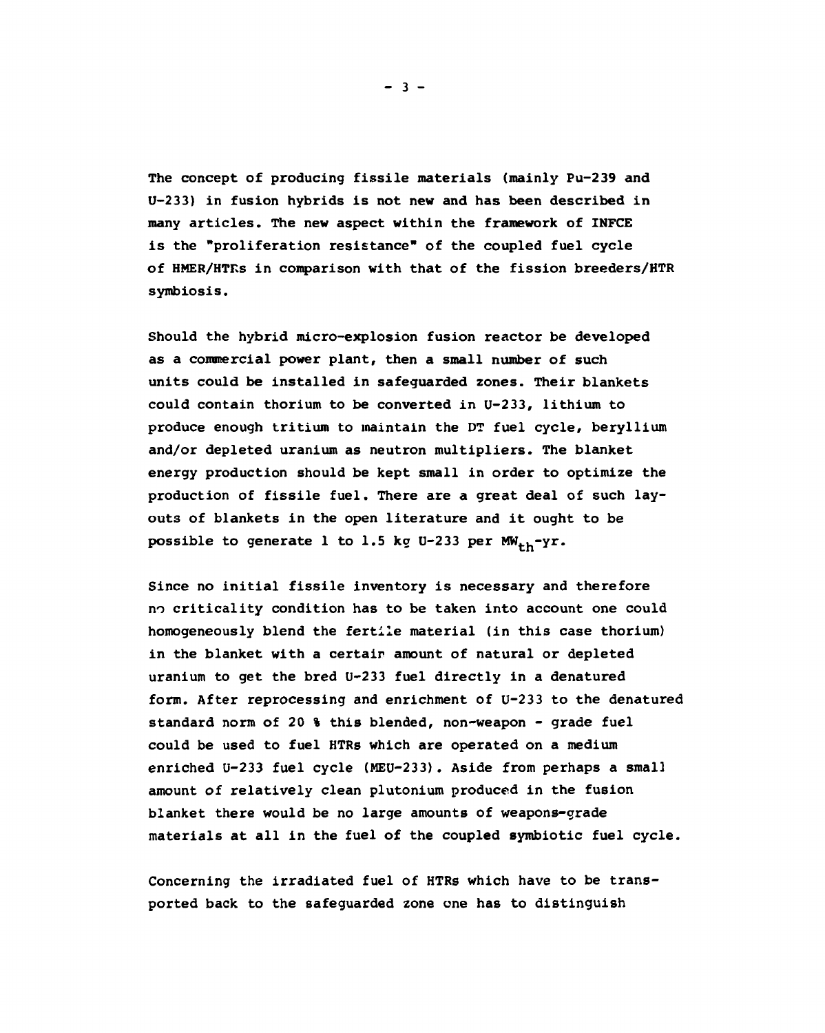The concept of producing fissile materials (mainly Pu-239 and U-233) in fusion hybrids is not new and has been described in many articles. The new aspect within the framework of INFCE is the "proliferation resistance" of the coupled fuel cycle of HMER/HTRs in comparison with that of the fission breeders/HTR symbiosis.

Should the hybrid micro-explosion fusion reactor be developed as a commercial power plant, then a small number of such units could be installed in safeguarded zones. Their blankets could contain thorium to be converted in U-233, lithium to produce enough tritium to maintain the DT fuel cycle, beryllium and/or depleted uranium as neutron multipliers. The blanket energy production should be kept small in order to optimize the production of fissile fuel. There are a great deal of such lay-outs of blankets in the open literature and it ought to be possible to generate 1 to 1.5 kg U-233 per $MW_{th}$-yr.

Since no initial fissile inventory is necessary and therefore no criticality condition has to be taken into account one could homogeneously blend the fertile material (in this case thorium) in the blanket with a certain amount of natural or depleted uranium to get the bred U-233 fuel directly in a denatured form. After reprocessing and enrichment of U-233 to the denatured standard norm of 20 % this blended, non-weapon - grade fuel could be used to fuel HTRs which are operated on a medium enriched U-233 fuel cycle (MEU-233). Aside from perhaps a small amount of relatively clean plutonium produced in the fusion blanket there would be no large amounts of weapons-grade materials at all in the fuel of the coupled symbiotic fuel cycle.

Concerning the irradiated fuel of HTRs which have to be transported back to the safeguarded zone one has to distinguish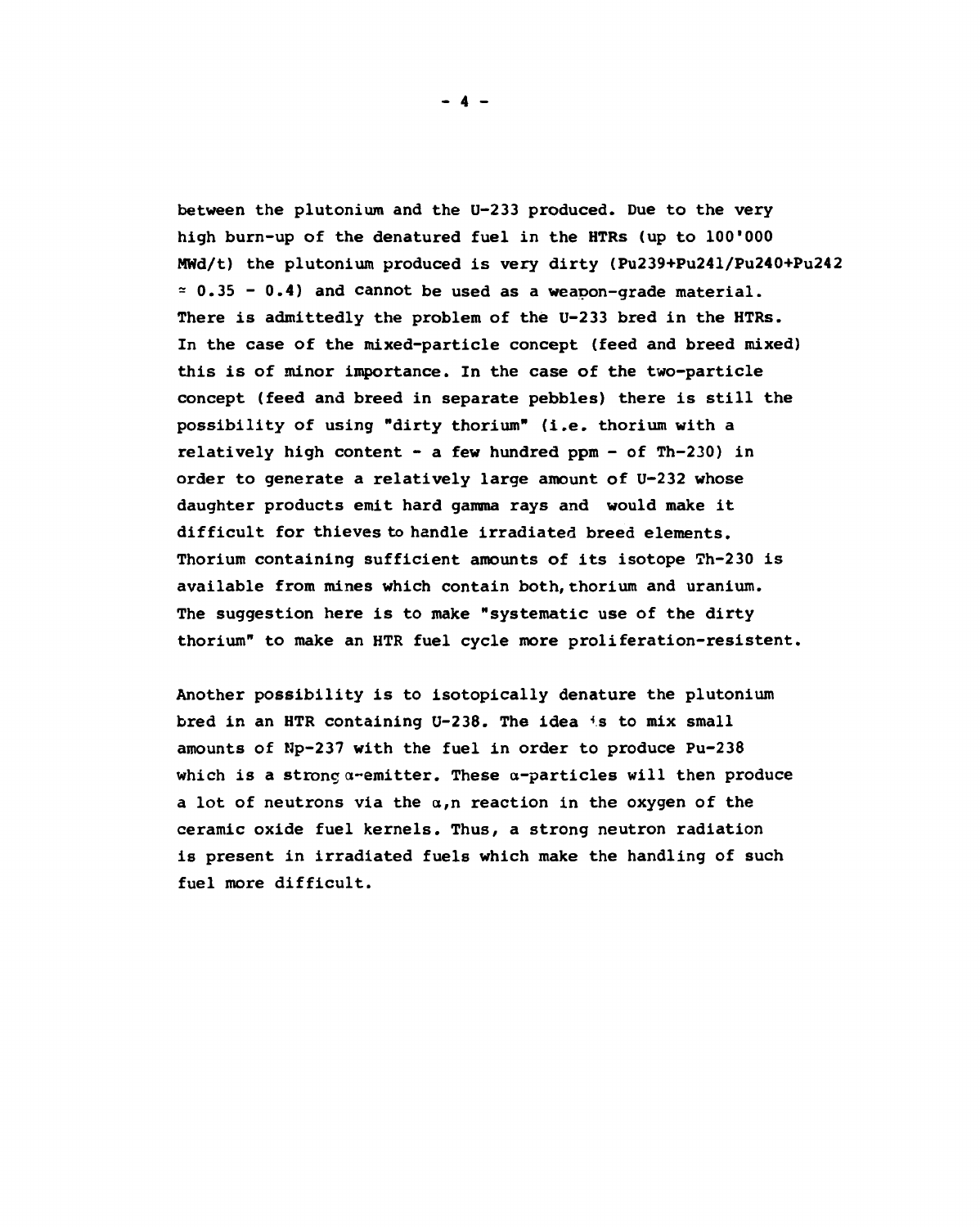between the plutonium and the U-233 produced. Due to the very high burn-up of the denatured fuel in the HTRs (up to 100'000 MWd/t) the plutonium produced is very dirty (Pu239+Pu241/Pu240+Pu242 $\approx 0.35 - 0.4$) and cannot be used as a weapon-grade material. There is admittedly the problem of the U-233 bred in the HTRs. In the case of the mixed-particle concept (feed and breed mixed) this is of minor importance. In the case of the two-particle concept (feed and breed in separate pebbles) there is still the possibility of using "dirty thorium" (i.e. thorium with a relatively high content - a few hundred ppm - of Th-230) in order to generate a relatively large amount of U-232 whose daughter products emit hard gamma rays and would make it difficult for thieves to handle irradiated breed elements. Thorium containing sufficient amounts of its isotope Th-230 is available from mines which contain both, thorium and uranium. The suggestion here is to make "systematic use of the dirty thorium" to make an HTR fuel cycle more proliferation-resistent.

Another possibility is to isotopically denature the plutonium bred in an HTR containing U-238. The idea is to mix small amounts of Np-237 with the fuel in order to produce Pu-238 which is a strong $\alpha$-emitter. These $\alpha$-particles will then produce a lot of neutrons via the $\alpha$,n reaction in the oxygen of the ceramic oxide fuel kernels. Thus, a strong neutron radiation is present in irradiated fuels which make the handling of such fuel more difficult.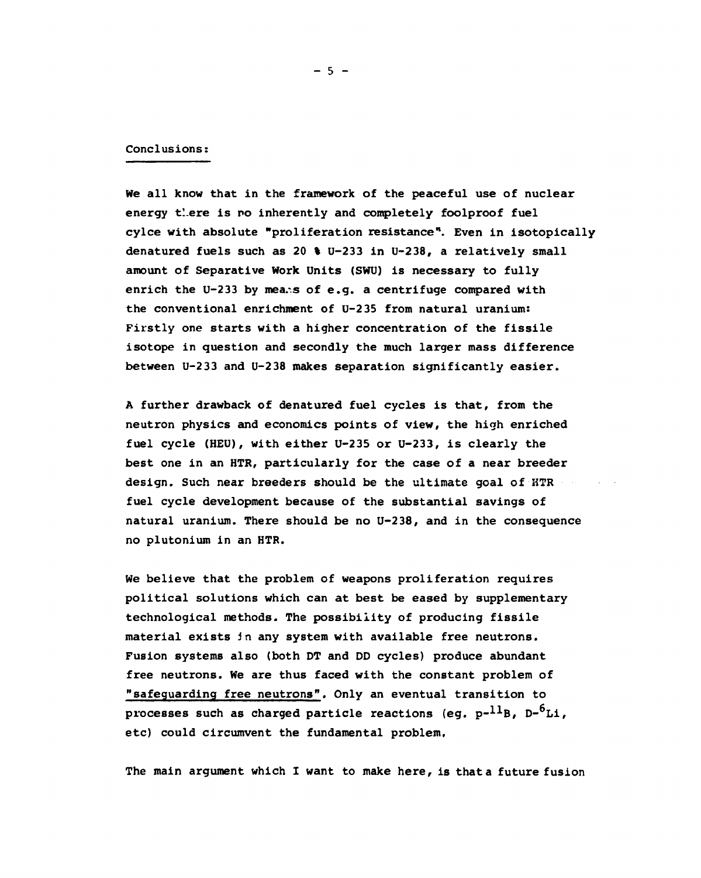Conclusions:

We all know that in the framework of the peaceful use of nuclear energy there is no inherently and completely foolproof fuel cylce with absolute "proliferation resistance". Even in isotopically denatured fuels such as 20 % U-233 in U-238, a relatively small amount of Separative Work Units (SWU) is necessary to fully enrich the U-233 by means of e.g. a centrifuge compared with the conventional enrichment of U-235 from natural uranium: Firstly one starts with a higher concentration of the fissile isotope in question and secondly the much larger mass difference between U-233 and U-238 makes separation significantly easier.

A further drawback of denatured fuel cycles is that, from the neutron physics and economics points of view, the high enriched fuel cycle (HEU), with either U-235 or U-233, is clearly the best one in an HTR, particularly for the case of a near breeder design. Such near breeders should be the ultimate goal of HTR fuel cycle development because of the substantial savings of natural uranium. There should be no U-238, and in the consequence no plutonium in an HTR.

We believe that the problem of weapons proliferation requires political solutions which can at best be eased by supplementary technological methods. The possibility of producing fissile material exists in any system with available free neutrons. Fusion systems also (both DT and DD cycles) produce abundant free neutrons. We are thus faced with the constant problem of "safeguarding free neutrons". Only an eventual transition to processes such as charged particle reactions (eg. $p$-$^{11}B$, $D$-$^{6}Li$, etc) could circumvent the fundamental problem.

The main argument which I want to make here, is that a future fusion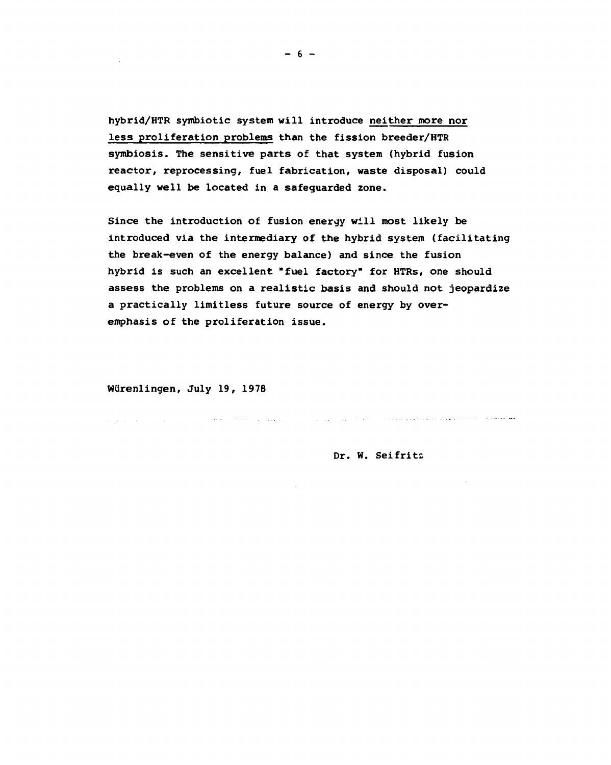hybrid/HTR symbiotic system will introduce neither more nor less proliferation problems than the fission breeder/HTR symbiosis. The sensitive parts of that system (hybrid fusion reactor, reprocessing, fuel fabrication, waste disposal) could equally well be located in a safeguarded zone.

Since the introduction of fusion energy will most likely be introduced via the intermediary of the hybrid system (facilitating the break-even of the energy balance) and since the fusion hybrid is such an excellent "fuel factory" for HTRs, one should assess the problems on a realistic basis and should not jeopardize a practically limitless future source of energy by over-emphasis of the proliferation issue.

Würenlingen, July 19, 1978

Dr. W. Seifritz